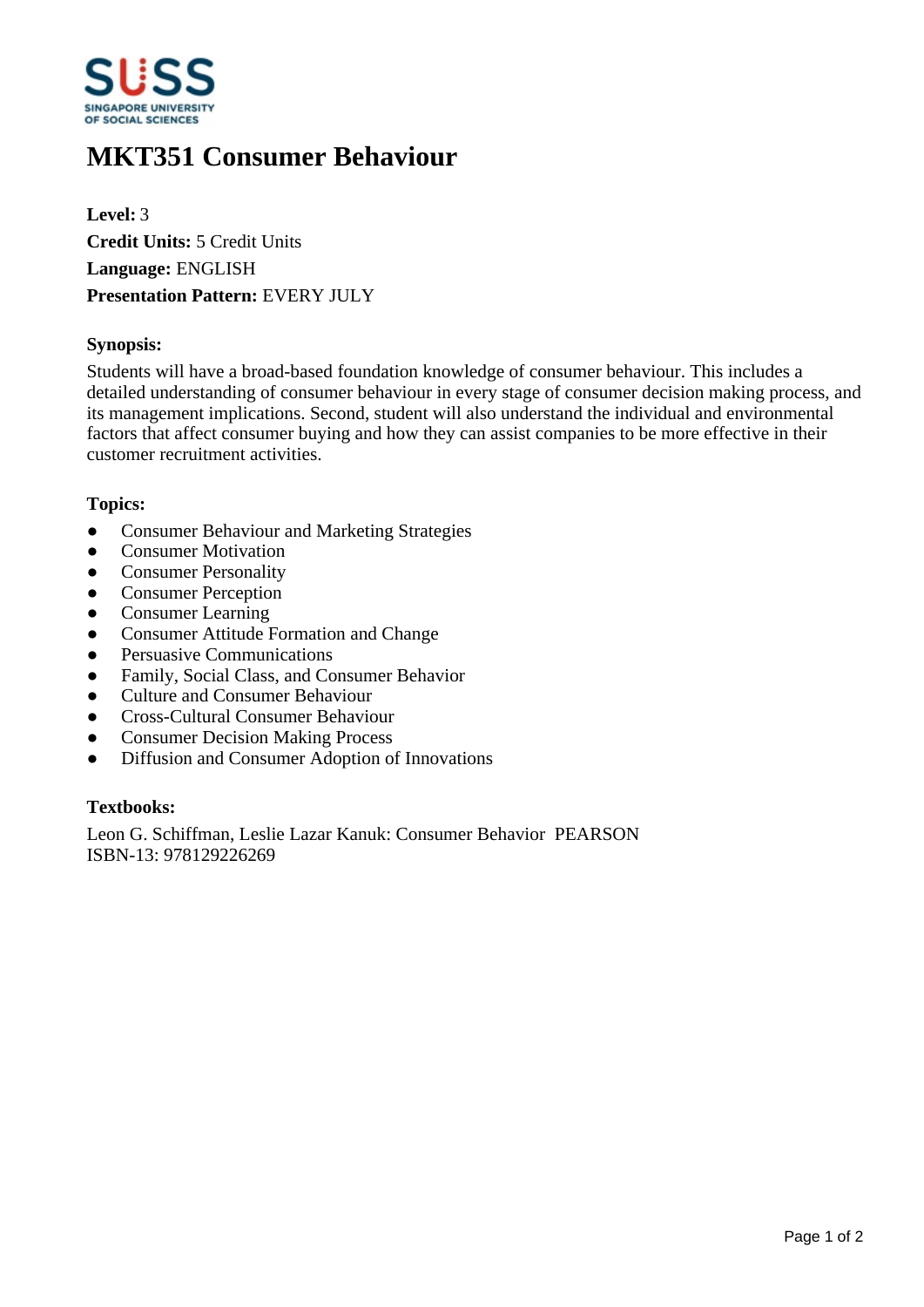# MKT351 Consumer Behaviour

**Level:** 3
**Credit Units:** 5 Credit Units
**Language:** ENGLISH
**Presentation Pattern:** EVERY JULY

**Synopsis:**

Students will have a broad-based foundation knowledge of consumer behaviour. This includes a detailed understanding of consumer behaviour in every stage of consumer decision making process, and its management implications. Second, student will also understand the individual and environmental factors that affect consumer buying and how they can assist companies to be more effective in their customer recruitment activities.

**Topics:**

- Consumer Behaviour and Marketing Strategies
- Consumer Motivation
- Consumer Personality
- Consumer Perception
- Consumer Learning
- Consumer Attitude Formation and Change
- Persuasive Communications
- Family, Social Class, and Consumer Behavior
- Culture and Consumer Behaviour
- Cross-Cultural Consumer Behaviour
- Consumer Decision Making Process
- Diffusion and Consumer Adoption of Innovations

**Textbooks:**

Leon G. Schiffman, Leslie Lazar Kanuk: Consumer Behavior PEARSON
ISBN-13: 978129226269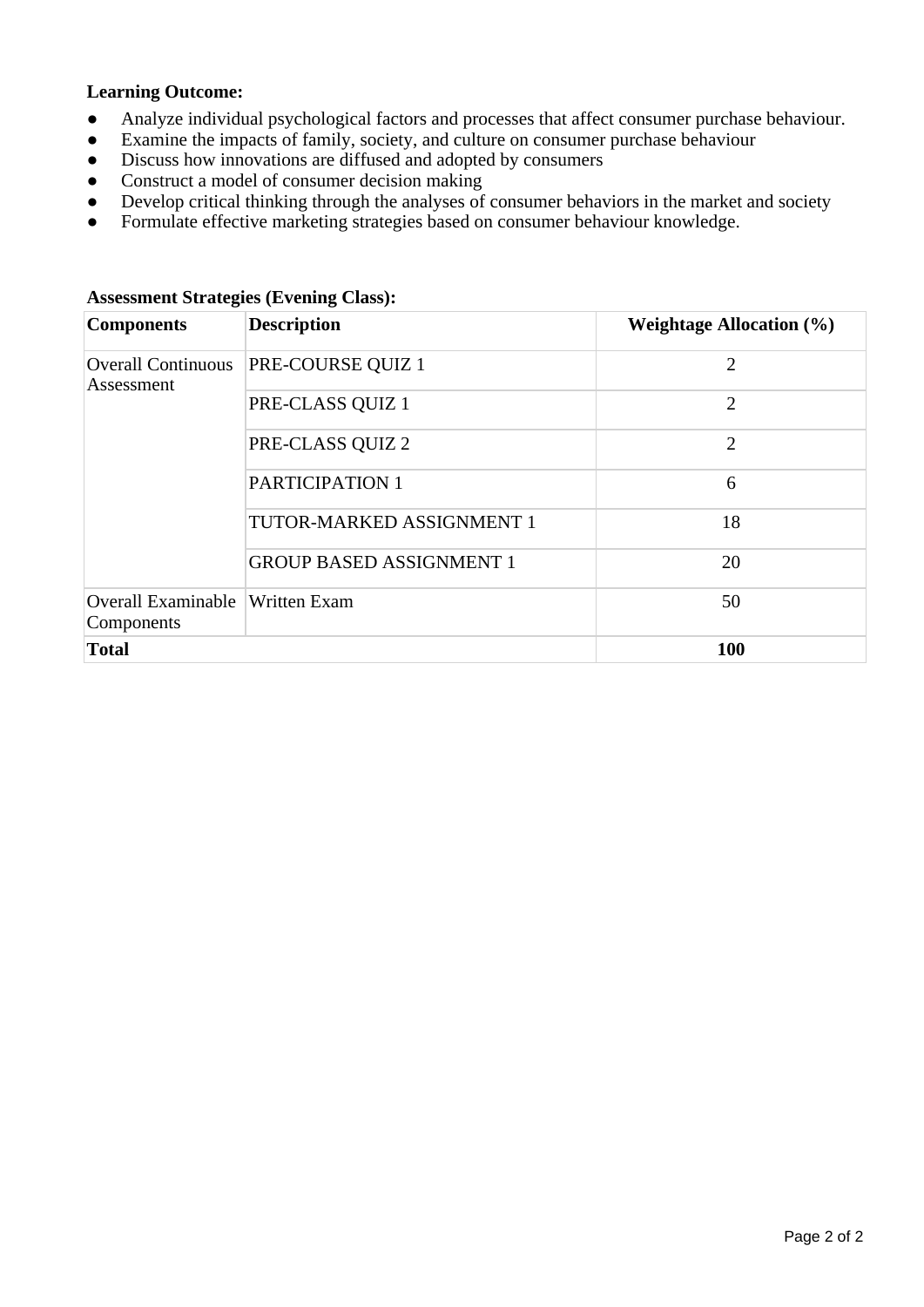**Learning Outcome:**

- Analyze individual psychological factors and processes that affect consumer purchase behaviour.
- Examine the impacts of family, society, and culture on consumer purchase behaviour
- Discuss how innovations are diffused and adopted by consumers
- Construct a model of consumer decision making
- Develop critical thinking through the analyses of consumer behaviors in the market and society
- Formulate effective marketing strategies based on consumer behaviour knowledge.

**Assessment Strategies (Evening Class):**

| **Components** | **Description** | **Weightage Allocation (%)** |
|---|---|---|
| Overall Continuous Assessment | PRE-COURSE QUIZ 1 | 2 |
| | PRE-CLASS QUIZ 1 | 2 |
| | PRE-CLASS QUIZ 2 | 2 |
| | PARTICIPATION 1 | 6 |
| | TUTOR-MARKED ASSIGNMENT 1 | 18 |
| | GROUP BASED ASSIGNMENT 1 | 20 |
| Overall Examinable Components | Written Exam | 50 |
| **Total** | | **100** |